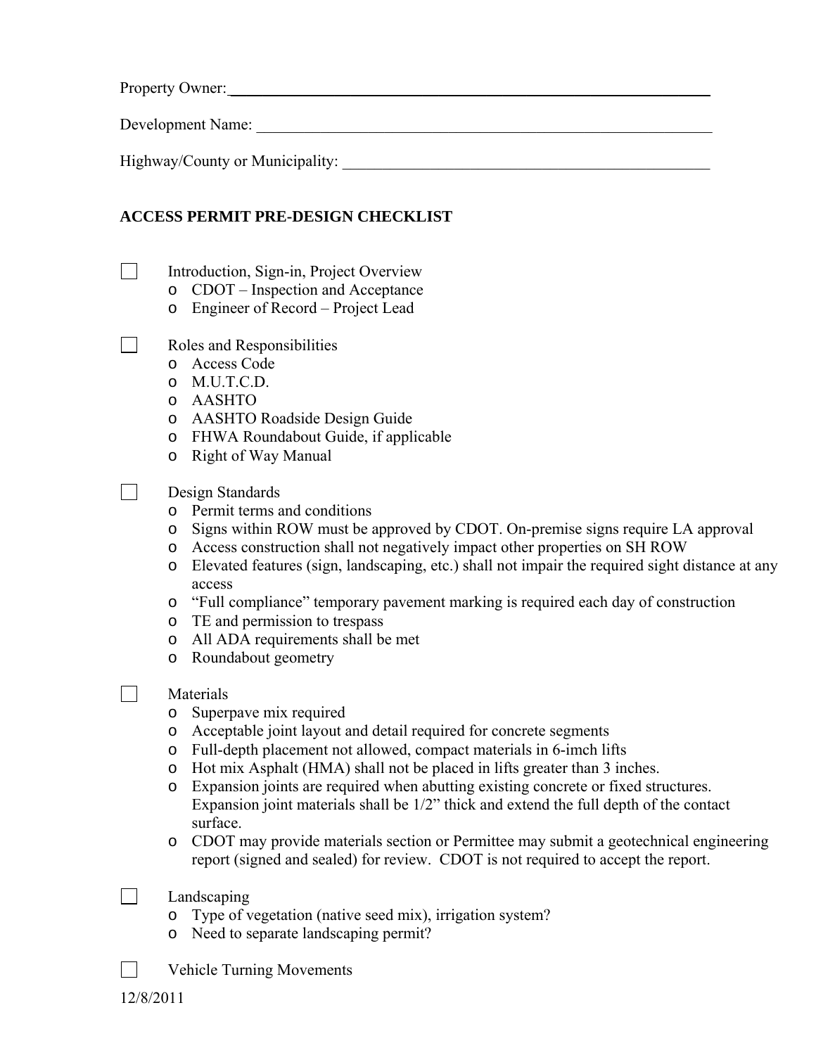Property Owner: ______________________________________________

Development Name: ______________________________________________

Highway/County or Municipality: ______________________________________

## ACCESS PERMIT PRE-DESIGN CHECKLIST

- [ ] Introduction, Sign-in, Project Overview
  - CDOT – Inspection and Acceptance
  - Engineer of Record – Project Lead
- [ ] Roles and Responsibilities
  - Access Code
  - M.U.T.C.D.
  - AASHTO
  - AASHTO Roadside Design Guide
  - FHWA Roundabout Guide, if applicable
  - Right of Way Manual
- [ ] Design Standards
  - Permit terms and conditions
  - Signs within ROW must be approved by CDOT. On-premise signs require LA approval
  - Access construction shall not negatively impact other properties on SH ROW
  - Elevated features (sign, landscaping, etc.) shall not impair the required sight distance at any access
  - "Full compliance" temporary pavement marking is required each day of construction
  - TE and permission to trespass
  - All ADA requirements shall be met
  - Roundabout geometry
- [ ] Materials
  - Superpave mix required
  - Acceptable joint layout and detail required for concrete segments
  - Full-depth placement not allowed, compact materials in 6-imch lifts
  - Hot mix Asphalt (HMA) shall not be placed in lifts greater than 3 inches.
  - Expansion joints are required when abutting existing concrete or fixed structures. Expansion joint materials shall be 1/2" thick and extend the full depth of the contact surface.
  - CDOT may provide materials section or Permittee may submit a geotechnical engineering report (signed and sealed) for review. CDOT is not required to accept the report.
- [ ] Landscaping
  - Type of vegetation (native seed mix), irrigation system?
  - Need to separate landscaping permit?
- [ ] Vehicle Turning Movements

12/8/2011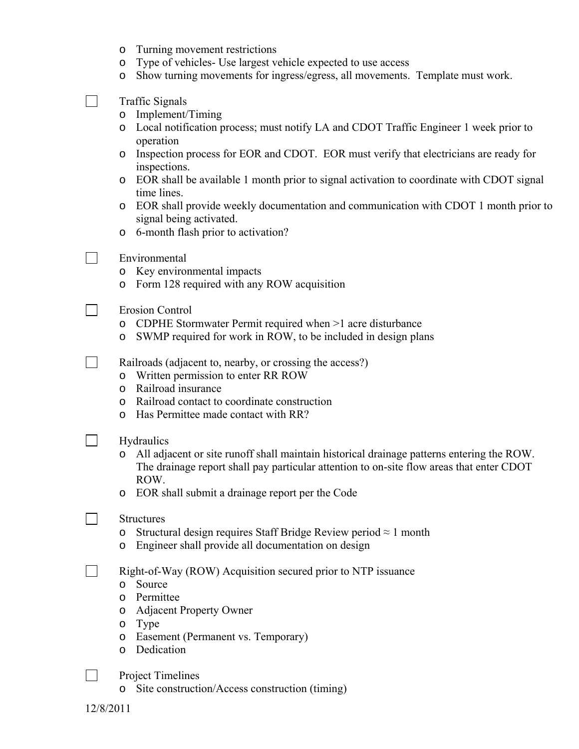- Turning movement restrictions
- Type of vehicles- Use largest vehicle expected to use access
- Show turning movements for ingress/egress, all movements. Template must work.

☐ Traffic Signals
- Implement/Timing
- Local notification process; must notify LA and CDOT Traffic Engineer 1 week prior to operation
- Inspection process for EOR and CDOT. EOR must verify that electricians are ready for inspections.
- EOR shall be available 1 month prior to signal activation to coordinate with CDOT signal time lines.
- EOR shall provide weekly documentation and communication with CDOT 1 month prior to signal being activated.
- 6-month flash prior to activation?

☐ Environmental
- Key environmental impacts
- Form 128 required with any ROW acquisition

☐ Erosion Control
- CDPHE Stormwater Permit required when >1 acre disturbance
- SWMP required for work in ROW, to be included in design plans

☐ Railroads (adjacent to, nearby, or crossing the access?)
- Written permission to enter RR ROW
- Railroad insurance
- Railroad contact to coordinate construction
- Has Permittee made contact with RR?

☐ Hydraulics
- All adjacent or site runoff shall maintain historical drainage patterns entering the ROW. The drainage report shall pay particular attention to on-site flow areas that enter CDOT ROW.
- EOR shall submit a drainage report per the Code

☐ Structures
- Structural design requires Staff Bridge Review period ≈ 1 month
- Engineer shall provide all documentation on design

☐ Right-of-Way (ROW) Acquisition secured prior to NTP issuance
- Source
- Permittee
- Adjacent Property Owner
- Type
- Easement (Permanent vs. Temporary)
- Dedication

☐ Project Timelines
- Site construction/Access construction (timing)

12/8/2011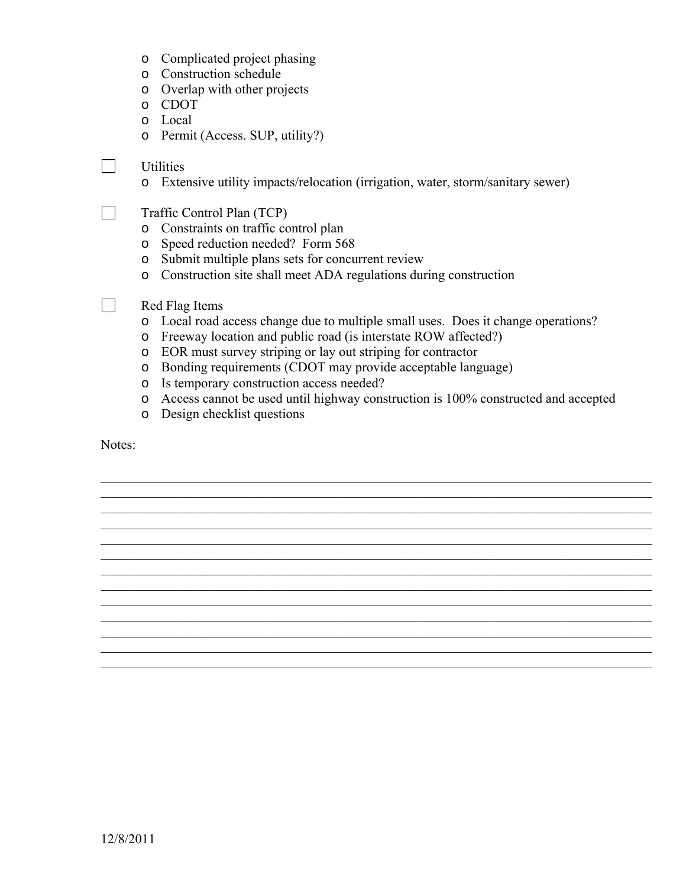- Complicated project phasing
  - Construction schedule
  - Overlap with other projects
  - CDOT
  - Local
  - Permit (Access. SUP, utility?)

- [ ] Utilities
  - Extensive utility impacts/relocation (irrigation, water, storm/sanitary sewer)

- [ ] Traffic Control Plan (TCP)
  - Constraints on traffic control plan
  - Speed reduction needed? Form 568
  - Submit multiple plans sets for concurrent review
  - Construction site shall meet ADA regulations during construction

- [ ] Red Flag Items
  - Local road access change due to multiple small uses. Does it change operations?
  - Freeway location and public road (is interstate ROW affected?)
  - EOR must survey striping or lay out striping for contractor
  - Bonding requirements (CDOT may provide acceptable language)
  - Is temporary construction access needed?
  - Access cannot be used until highway construction is 100% constructed and accepted
  - Design checklist questions

Notes:

______________________________________________________________________________
______________________________________________________________________________
______________________________________________________________________________
______________________________________________________________________________
______________________________________________________________________________
______________________________________________________________________________
______________________________________________________________________________
______________________________________________________________________________
______________________________________________________________________________
______________________________________________________________________________
______________________________________________________________________________
______________________________________________________________________________
______________________________________________________________________________

12/8/2011